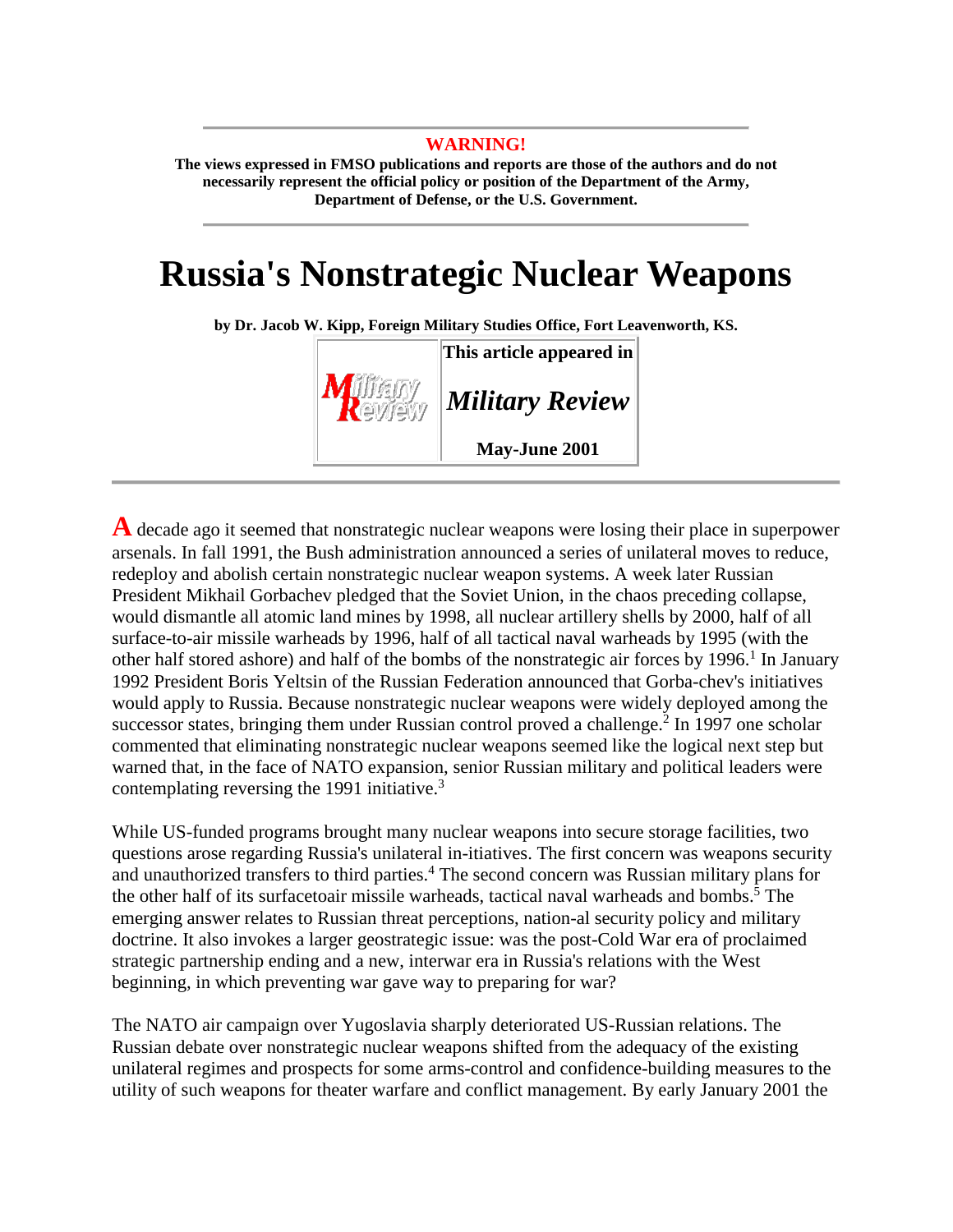**WARNING!**

**The views expressed in FMSO publications and reports are those of the authors and do not necessarily represent the official policy or position of the Department of the Army, Department of Defense, or the U.S. Government.**

# Russia's Nonstrategic Nuclear Weapons

**by Dr. Jacob W. Kipp, Foreign Military Studies Office, Fort Leavenworth, KS.**

| | This article appeared in |
|---|---|
| Military Review | ***Military Review*** |
| | **May-June 2001** |

A decade ago it seemed that nonstrategic nuclear weapons were losing their place in superpower arsenals. In fall 1991, the Bush administration announced a series of unilateral moves to reduce, redeploy and abolish certain nonstrategic nuclear weapon systems. A week later Russian President Mikhail Gorbachev pledged that the Soviet Union, in the chaos preceding collapse, would dismantle all atomic land mines by 1998, all nuclear artillery shells by 2000, half of all surface-to-air missile warheads by 1996, half of all tactical naval warheads by 1995 (with the other half stored ashore) and half of the bombs of the nonstrategic air forces by 1996.[1] In January 1992 President Boris Yeltsin of the Russian Federation announced that Gorba-chev's initiatives would apply to Russia. Because nonstrategic nuclear weapons were widely deployed among the successor states, bringing them under Russian control proved a challenge.[2] In 1997 one scholar commented that eliminating nonstrategic nuclear weapons seemed like the logical next step but warned that, in the face of NATO expansion, senior Russian military and political leaders were contemplating reversing the 1991 initiative.[3]

While US-funded programs brought many nuclear weapons into secure storage facilities, two questions arose regarding Russia's unilateral in-itiatives. The first concern was weapons security and unauthorized transfers to third parties.[4] The second concern was Russian military plans for the other half of its surfacetoair missile warheads, tactical naval warheads and bombs.[5] The emerging answer relates to Russian threat perceptions, nation-al security policy and military doctrine. It also invokes a larger geostrategic issue: was the post-Cold War era of proclaimed strategic partnership ending and a new, interwar era in Russia's relations with the West beginning, in which preventing war gave way to preparing for war?

The NATO air campaign over Yugoslavia sharply deteriorated US-Russian relations. The Russian debate over nonstrategic nuclear weapons shifted from the adequacy of the existing unilateral regimes and prospects for some arms-control and confidence-building measures to the utility of such weapons for theater warfare and conflict management. By early January 2001 the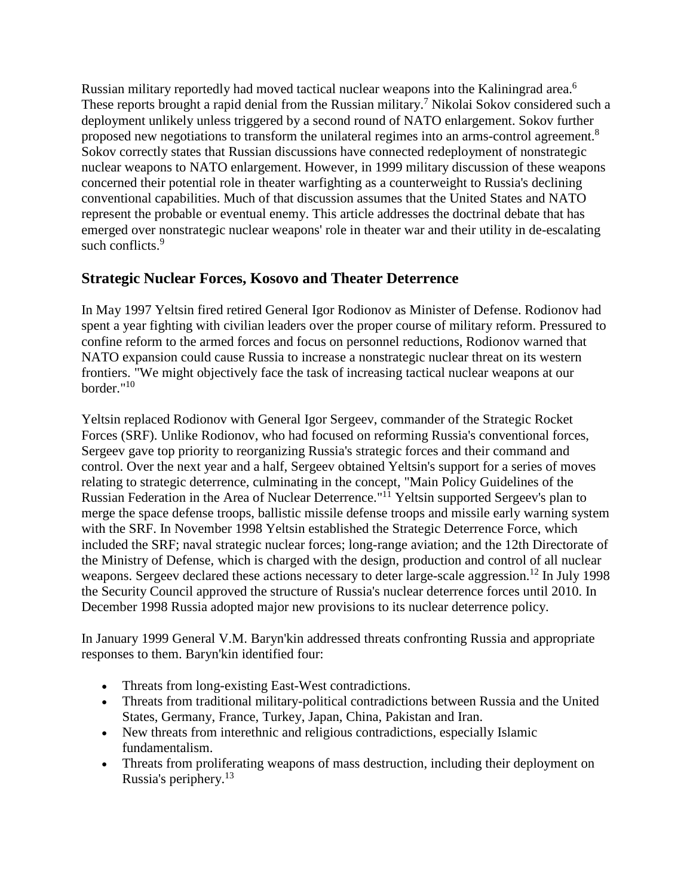Russian military reportedly had moved tactical nuclear weapons into the Kaliningrad area.[6] These reports brought a rapid denial from the Russian military.[7] Nikolai Sokov considered such a deployment unlikely unless triggered by a second round of NATO enlargement. Sokov further proposed new negotiations to transform the unilateral regimes into an arms-control agreement.[8] Sokov correctly states that Russian discussions have connected redeployment of nonstrategic nuclear weapons to NATO enlargement. However, in 1999 military discussion of these weapons concerned their potential role in theater warfighting as a counterweight to Russia's declining conventional capabilities. Much of that discussion assumes that the United States and NATO represent the probable or eventual enemy. This article addresses the doctrinal debate that has emerged over nonstrategic nuclear weapons' role in theater war and their utility in de-escalating such conflicts.[9]

## Strategic Nuclear Forces, Kosovo and Theater Deterrence

In May 1997 Yeltsin fired retired General Igor Rodionov as Minister of Defense. Rodionov had spent a year fighting with civilian leaders over the proper course of military reform. Pressured to confine reform to the armed forces and focus on personnel reductions, Rodionov warned that NATO expansion could cause Russia to increase a nonstrategic nuclear threat on its western frontiers. "We might objectively face the task of increasing tactical nuclear weapons at our border."[10]

Yeltsin replaced Rodionov with General Igor Sergeev, commander of the Strategic Rocket Forces (SRF). Unlike Rodionov, who had focused on reforming Russia's conventional forces, Sergeev gave top priority to reorganizing Russia's strategic forces and their command and control. Over the next year and a half, Sergeev obtained Yeltsin's support for a series of moves relating to strategic deterrence, culminating in the concept, "Main Policy Guidelines of the Russian Federation in the Area of Nuclear Deterrence."[11] Yeltsin supported Sergeev's plan to merge the space defense troops, ballistic missile defense troops and missile early warning system with the SRF. In November 1998 Yeltsin established the Strategic Deterrence Force, which included the SRF; naval strategic nuclear forces; long-range aviation; and the 12th Directorate of the Ministry of Defense, which is charged with the design, production and control of all nuclear weapons. Sergeev declared these actions necessary to deter large-scale aggression.[12] In July 1998 the Security Council approved the structure of Russia's nuclear deterrence forces until 2010. In December 1998 Russia adopted major new provisions to its nuclear deterrence policy.

In January 1999 General V.M. Baryn'kin addressed threats confronting Russia and appropriate responses to them. Baryn'kin identified four:

- Threats from long-existing East-West contradictions.
- Threats from traditional military-political contradictions between Russia and the United States, Germany, France, Turkey, Japan, China, Pakistan and Iran.
- New threats from interethnic and religious contradictions, especially Islamic fundamentalism.
- Threats from proliferating weapons of mass destruction, including their deployment on Russia's periphery.[13]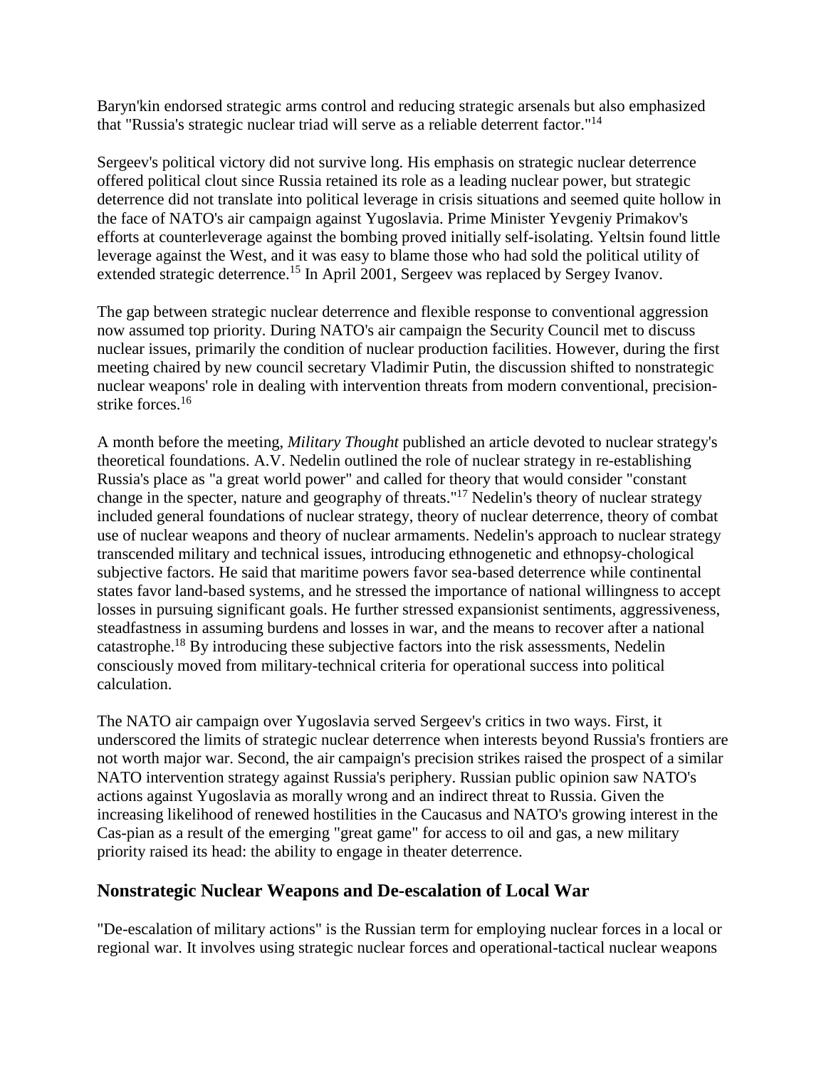Baryn'kin endorsed strategic arms control and reducing strategic arsenals but also emphasized that "Russia's strategic nuclear triad will serve as a reliable deterrent factor."[14]

Sergeev's political victory did not survive long. His emphasis on strategic nuclear deterrence offered political clout since Russia retained its role as a leading nuclear power, but strategic deterrence did not translate into political leverage in crisis situations and seemed quite hollow in the face of NATO's air campaign against Yugoslavia. Prime Minister Yevgeniy Primakov's efforts at counterleverage against the bombing proved initially self-isolating. Yeltsin found little leverage against the West, and it was easy to blame those who had sold the political utility of extended strategic deterrence.[15] In April 2001, Sergeev was replaced by Sergey Ivanov.

The gap between strategic nuclear deterrence and flexible response to conventional aggression now assumed top priority. During NATO's air campaign the Security Council met to discuss nuclear issues, primarily the condition of nuclear production facilities. However, during the first meeting chaired by new council secretary Vladimir Putin, the discussion shifted to nonstrategic nuclear weapons' role in dealing with intervention threats from modern conventional, precision-strike forces.[16]

A month before the meeting, *Military Thought* published an article devoted to nuclear strategy's theoretical foundations. A.V. Nedelin outlined the role of nuclear strategy in re-establishing Russia's place as "a great world power" and called for theory that would consider "constant change in the specter, nature and geography of threats."[17] Nedelin's theory of nuclear strategy included general foundations of nuclear strategy, theory of nuclear deterrence, theory of combat use of nuclear weapons and theory of nuclear armaments. Nedelin's approach to nuclear strategy transcended military and technical issues, introducing ethnogenetic and ethnopsy-chological subjective factors. He said that maritime powers favor sea-based deterrence while continental states favor land-based systems, and he stressed the importance of national willingness to accept losses in pursuing significant goals. He further stressed expansionist sentiments, aggressiveness, steadfastness in assuming burdens and losses in war, and the means to recover after a national catastrophe.[18] By introducing these subjective factors into the risk assessments, Nedelin consciously moved from military-technical criteria for operational success into political calculation.

The NATO air campaign over Yugoslavia served Sergeev's critics in two ways. First, it underscored the limits of strategic nuclear deterrence when interests beyond Russia's frontiers are not worth major war. Second, the air campaign's precision strikes raised the prospect of a similar NATO intervention strategy against Russia's periphery. Russian public opinion saw NATO's actions against Yugoslavia as morally wrong and an indirect threat to Russia. Given the increasing likelihood of renewed hostilities in the Caucasus and NATO's growing interest in the Cas-pian as a result of the emerging "great game" for access to oil and gas, a new military priority raised its head: the ability to engage in theater deterrence.

## Nonstrategic Nuclear Weapons and De-escalation of Local War

"De-escalation of military actions" is the Russian term for employing nuclear forces in a local or regional war. It involves using strategic nuclear forces and operational-tactical nuclear weapons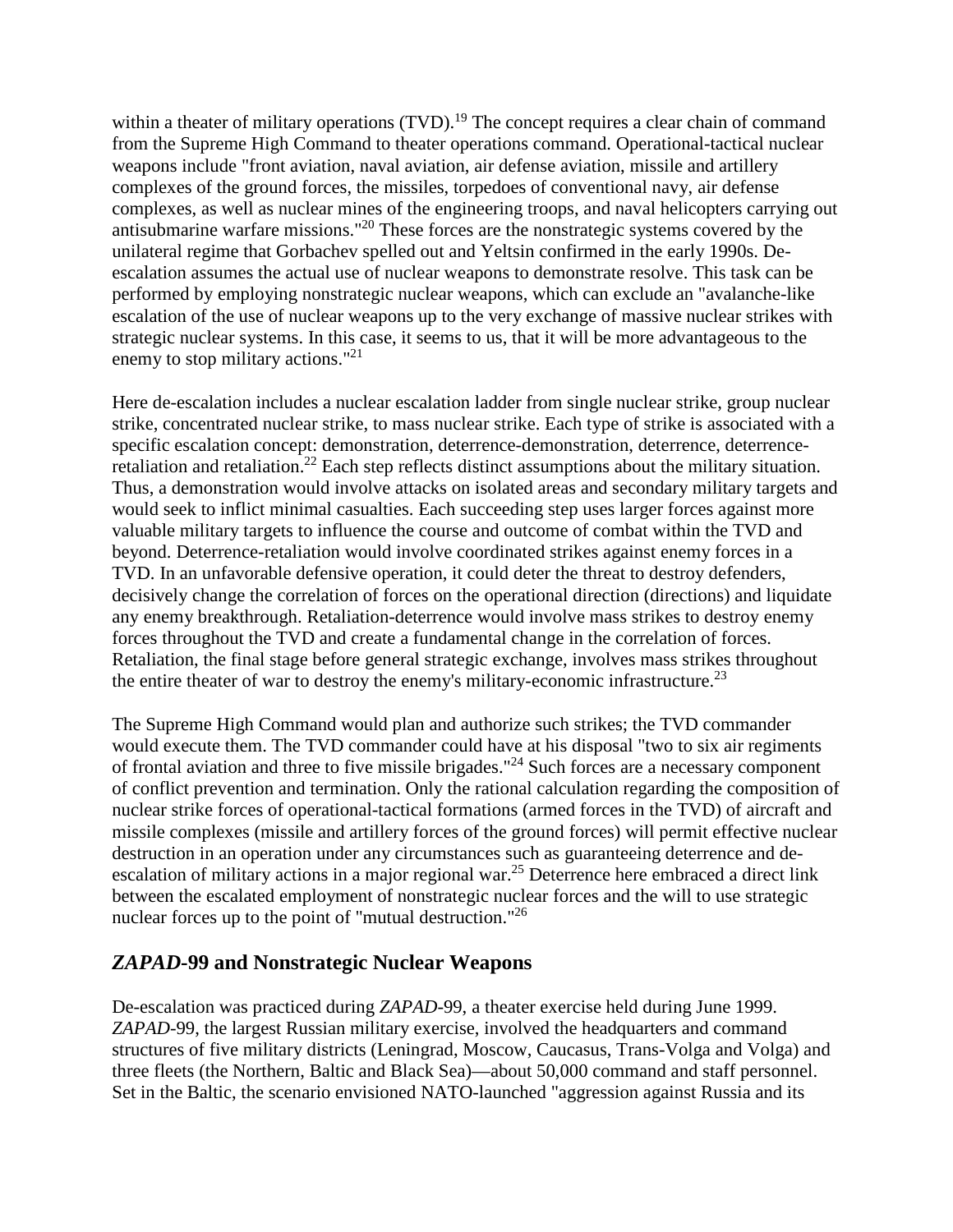within a theater of military operations (TVD).[19] The concept requires a clear chain of command from the Supreme High Command to theater operations command. Operational-tactical nuclear weapons include "front aviation, naval aviation, air defense aviation, missile and artillery complexes of the ground forces, the missiles, torpedoes of conventional navy, air defense complexes, as well as nuclear mines of the engineering troops, and naval helicopters carrying out antisubmarine warfare missions."[20] These forces are the nonstrategic systems covered by the unilateral regime that Gorbachev spelled out and Yeltsin confirmed in the early 1990s. De-escalation assumes the actual use of nuclear weapons to demonstrate resolve. This task can be performed by employing nonstrategic nuclear weapons, which can exclude an "avalanche-like escalation of the use of nuclear weapons up to the very exchange of massive nuclear strikes with strategic nuclear systems. In this case, it seems to us, that it will be more advantageous to the enemy to stop military actions."[21]

Here de-escalation includes a nuclear escalation ladder from single nuclear strike, group nuclear strike, concentrated nuclear strike, to mass nuclear strike. Each type of strike is associated with a specific escalation concept: demonstration, deterrence-demonstration, deterrence, deterrence-retaliation and retaliation.[22] Each step reflects distinct assumptions about the military situation. Thus, a demonstration would involve attacks on isolated areas and secondary military targets and would seek to inflict minimal casualties. Each succeeding step uses larger forces against more valuable military targets to influence the course and outcome of combat within the TVD and beyond. Deterrence-retaliation would involve coordinated strikes against enemy forces in a TVD. In an unfavorable defensive operation, it could deter the threat to destroy defenders, decisively change the correlation of forces on the operational direction (directions) and liquidate any enemy breakthrough. Retaliation-deterrence would involve mass strikes to destroy enemy forces throughout the TVD and create a fundamental change in the correlation of forces. Retaliation, the final stage before general strategic exchange, involves mass strikes throughout the entire theater of war to destroy the enemy's military-economic infrastructure.[23]

The Supreme High Command would plan and authorize such strikes; the TVD commander would execute them. The TVD commander could have at his disposal "two to six air regiments of frontal aviation and three to five missile brigades."[24] Such forces are a necessary component of conflict prevention and termination. Only the rational calculation regarding the composition of nuclear strike forces of operational-tactical formations (armed forces in the TVD) of aircraft and missile complexes (missile and artillery forces of the ground forces) will permit effective nuclear destruction in an operation under any circumstances such as guaranteeing deterrence and de-escalation of military actions in a major regional war.[25] Deterrence here embraced a direct link between the escalated employment of nonstrategic nuclear forces and the will to use strategic nuclear forces up to the point of "mutual destruction."[26]

## *ZAPAD*-99 and Nonstrategic Nuclear Weapons

De-escalation was practiced during *ZAPAD*-99, a theater exercise held during June 1999. *ZAPAD*-99, the largest Russian military exercise, involved the headquarters and command structures of five military districts (Leningrad, Moscow, Caucasus, Trans-Volga and Volga) and three fleets (the Northern, Baltic and Black Sea)—about 50,000 command and staff personnel. Set in the Baltic, the scenario envisioned NATO-launched "aggression against Russia and its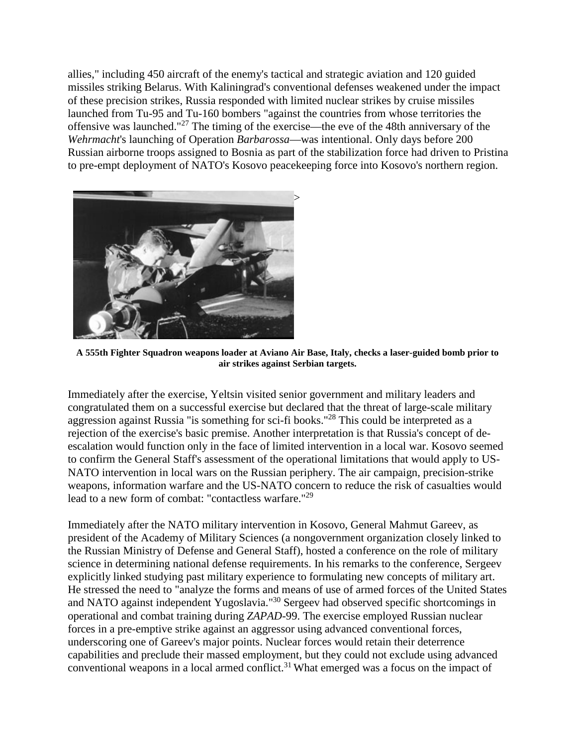allies," including 450 aircraft of the enemy's tactical and strategic aviation and 120 guided missiles striking Belarus. With Kaliningrad's conventional defenses weakened under the impact of these precision strikes, Russia responded with limited nuclear strikes by cruise missiles launched from Tu-95 and Tu-160 bombers "against the countries from whose territories the offensive was launched."[27] The timing of the exercise—the eve of the 48th anniversary of the *Wehrmacht*'s launching of Operation *Barbarossa*—was intentional. Only days before 200 Russian airborne troops assigned to Bosnia as part of the stabilization force had driven to Pristina to pre-empt deployment of NATO's Kosovo peacekeeping force into Kosovo's northern region.

**A 555th Fighter Squadron weapons loader at Aviano Air Base, Italy, checks a laser-guided bomb prior to air strikes against Serbian targets.**

Immediately after the exercise, Yeltsin visited senior government and military leaders and congratulated them on a successful exercise but declared that the threat of large-scale military aggression against Russia "is something for sci-fi books."[28] This could be interpreted as a rejection of the exercise's basic premise. Another interpretation is that Russia's concept of de-escalation would function only in the face of limited intervention in a local war. Kosovo seemed to confirm the General Staff's assessment of the operational limitations that would apply to US-NATO intervention in local wars on the Russian periphery. The air campaign, precision-strike weapons, information warfare and the US-NATO concern to reduce the risk of casualties would lead to a new form of combat: "contactless warfare."[29]

Immediately after the NATO military intervention in Kosovo, General Mahmut Gareev, as president of the Academy of Military Sciences (a nongovernment organization closely linked to the Russian Ministry of Defense and General Staff), hosted a conference on the role of military science in determining national defense requirements. In his remarks to the conference, Sergeev explicitly linked studying past military experience to formulating new concepts of military art. He stressed the need to "analyze the forms and means of use of armed forces of the United States and NATO against independent Yugoslavia."[30] Sergeev had observed specific shortcomings in operational and combat training during *ZAPAD*-99. The exercise employed Russian nuclear forces in a pre-emptive strike against an aggressor using advanced conventional forces, underscoring one of Gareev's major points. Nuclear forces would retain their deterrence capabilities and preclude their massed employment, but they could not exclude using advanced conventional weapons in a local armed conflict.[31] What emerged was a focus on the impact of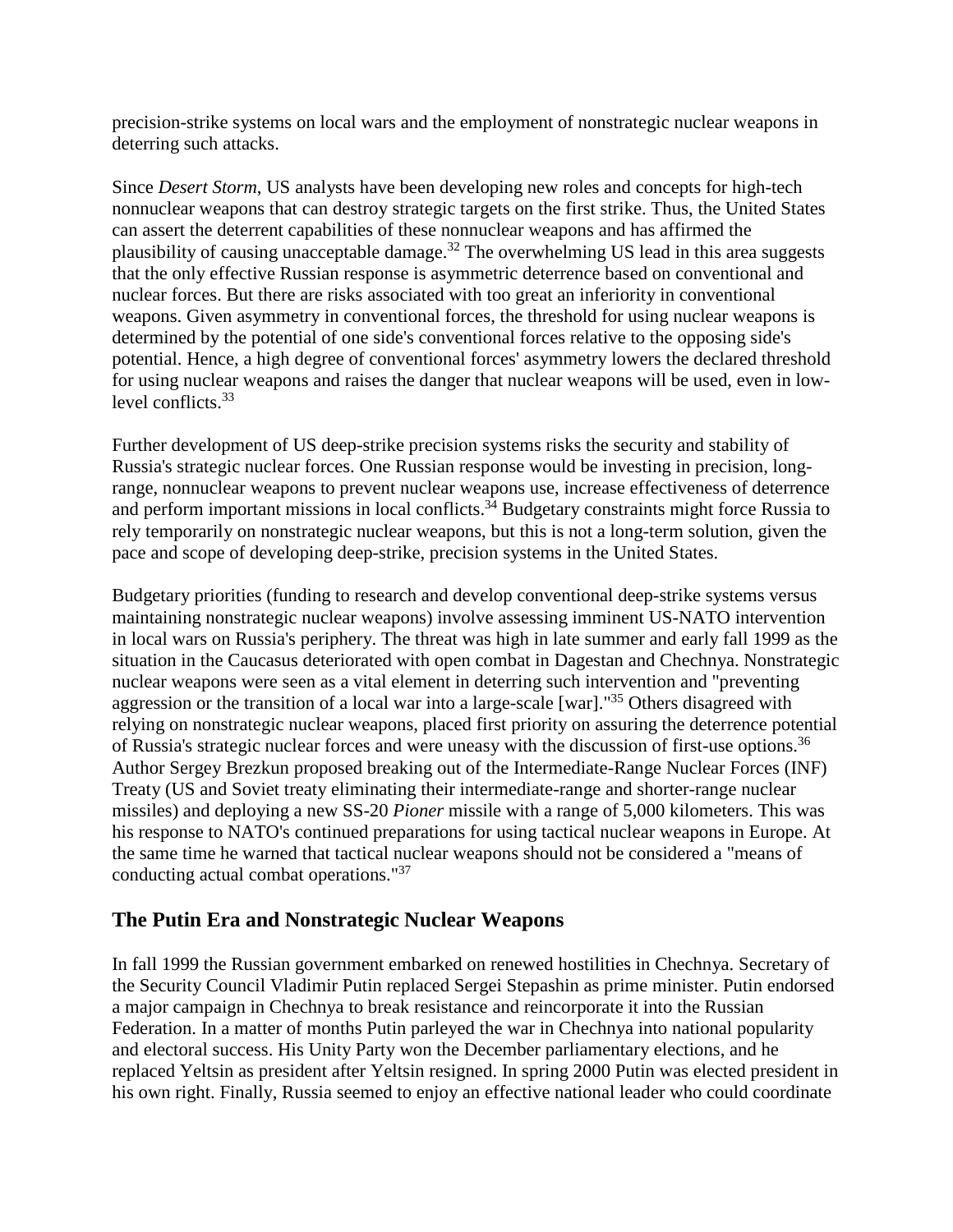precision-strike systems on local wars and the employment of nonstrategic nuclear weapons in deterring such attacks.

Since *Desert Storm*, US analysts have been developing new roles and concepts for high-tech nonnuclear weapons that can destroy strategic targets on the first strike. Thus, the United States can assert the deterrent capabilities of these nonnuclear weapons and has affirmed the plausibility of causing unacceptable damage.[32] The overwhelming US lead in this area suggests that the only effective Russian response is asymmetric deterrence based on conventional and nuclear forces. But there are risks associated with too great an inferiority in conventional weapons. Given asymmetry in conventional forces, the threshold for using nuclear weapons is determined by the potential of one side's conventional forces relative to the opposing side's potential. Hence, a high degree of conventional forces' asymmetry lowers the declared threshold for using nuclear weapons and raises the danger that nuclear weapons will be used, even in low-level conflicts.[33]

Further development of US deep-strike precision systems risks the security and stability of Russia's strategic nuclear forces. One Russian response would be investing in precision, long-range, nonnuclear weapons to prevent nuclear weapons use, increase effectiveness of deterrence and perform important missions in local conflicts.[34] Budgetary constraints might force Russia to rely temporarily on nonstrategic nuclear weapons, but this is not a long-term solution, given the pace and scope of developing deep-strike, precision systems in the United States.

Budgetary priorities (funding to research and develop conventional deep-strike systems versus maintaining nonstrategic nuclear weapons) involve assessing imminent US-NATO intervention in local wars on Russia's periphery. The threat was high in late summer and early fall 1999 as the situation in the Caucasus deteriorated with open combat in Dagestan and Chechnya. Nonstrategic nuclear weapons were seen as a vital element in deterring such intervention and "preventing aggression or the transition of a local war into a large-scale [war]."[35] Others disagreed with relying on nonstrategic nuclear weapons, placed first priority on assuring the deterrence potential of Russia's strategic nuclear forces and were uneasy with the discussion of first-use options.[36] Author Sergey Brezkun proposed breaking out of the Intermediate-Range Nuclear Forces (INF) Treaty (US and Soviet treaty eliminating their intermediate-range and shorter-range nuclear missiles) and deploying a new SS-20 *Pioner* missile with a range of 5,000 kilometers. This was his response to NATO's continued preparations for using tactical nuclear weapons in Europe. At the same time he warned that tactical nuclear weapons should not be considered a "means of conducting actual combat operations."[37]

## The Putin Era and Nonstrategic Nuclear Weapons

In fall 1999 the Russian government embarked on renewed hostilities in Chechnya. Secretary of the Security Council Vladimir Putin replaced Sergei Stepashin as prime minister. Putin endorsed a major campaign in Chechnya to break resistance and reincorporate it into the Russian Federation. In a matter of months Putin parleyed the war in Chechnya into national popularity and electoral success. His Unity Party won the December parliamentary elections, and he replaced Yeltsin as president after Yeltsin resigned. In spring 2000 Putin was elected president in his own right. Finally, Russia seemed to enjoy an effective national leader who could coordinate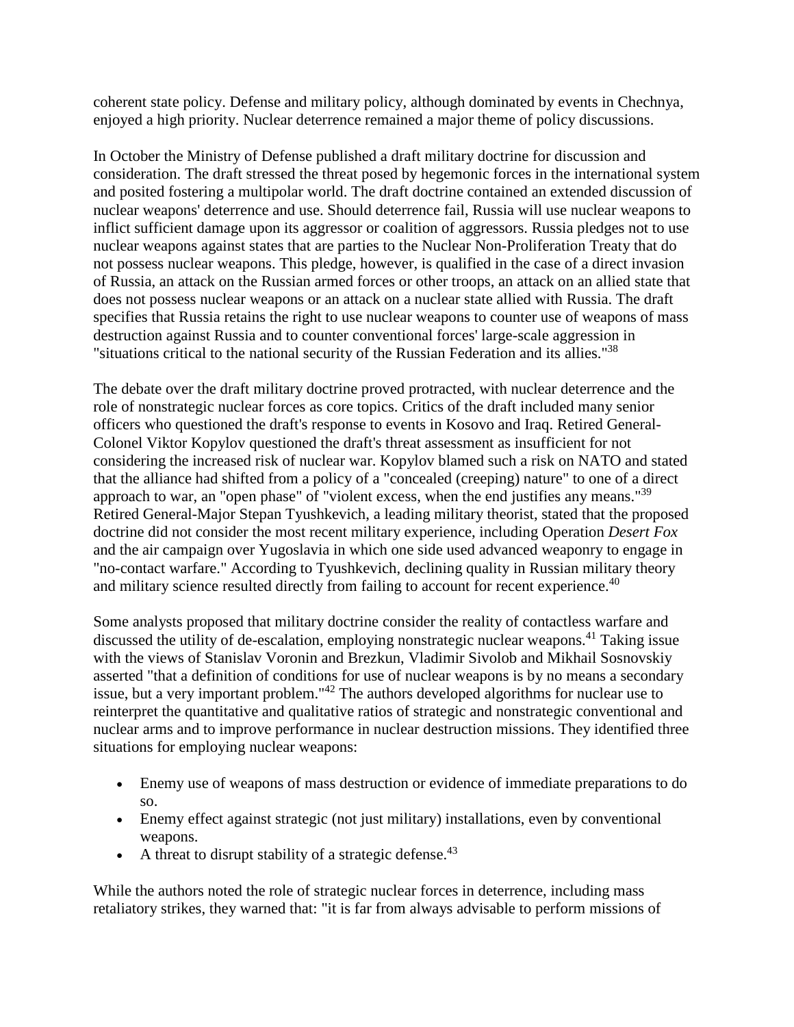coherent state policy. Defense and military policy, although dominated by events in Chechnya, enjoyed a high priority. Nuclear deterrence remained a major theme of policy discussions.

In October the Ministry of Defense published a draft military doctrine for discussion and consideration. The draft stressed the threat posed by hegemonic forces in the international system and posited fostering a multipolar world. The draft doctrine contained an extended discussion of nuclear weapons' deterrence and use. Should deterrence fail, Russia will use nuclear weapons to inflict sufficient damage upon its aggressor or coalition of aggressors. Russia pledges not to use nuclear weapons against states that are parties to the Nuclear Non-Proliferation Treaty that do not possess nuclear weapons. This pledge, however, is qualified in the case of a direct invasion of Russia, an attack on the Russian armed forces or other troops, an attack on an allied state that does not possess nuclear weapons or an attack on a nuclear state allied with Russia. The draft specifies that Russia retains the right to use nuclear weapons to counter use of weapons of mass destruction against Russia and to counter conventional forces' large-scale aggression in "situations critical to the national security of the Russian Federation and its allies."[38]

The debate over the draft military doctrine proved protracted, with nuclear deterrence and the role of nonstrategic nuclear forces as core topics. Critics of the draft included many senior officers who questioned the draft's response to events in Kosovo and Iraq. Retired General-Colonel Viktor Kopylov questioned the draft's threat assessment as insufficient for not considering the increased risk of nuclear war. Kopylov blamed such a risk on NATO and stated that the alliance had shifted from a policy of a "concealed (creeping) nature" to one of a direct approach to war, an "open phase" of "violent excess, when the end justifies any means."[39] Retired General-Major Stepan Tyushkevich, a leading military theorist, stated that the proposed doctrine did not consider the most recent military experience, including Operation *Desert Fox* and the air campaign over Yugoslavia in which one side used advanced weaponry to engage in "no-contact warfare." According to Tyushkevich, declining quality in Russian military theory and military science resulted directly from failing to account for recent experience.[40]

Some analysts proposed that military doctrine consider the reality of contactless warfare and discussed the utility of de-escalation, employing nonstrategic nuclear weapons.[41] Taking issue with the views of Stanislav Voronin and Brezkun, Vladimir Sivolob and Mikhail Sosnovskiy asserted "that a definition of conditions for use of nuclear weapons is by no means a secondary issue, but a very important problem."[42] The authors developed algorithms for nuclear use to reinterpret the quantitative and qualitative ratios of strategic and nonstrategic conventional and nuclear arms and to improve performance in nuclear destruction missions. They identified three situations for employing nuclear weapons:

- Enemy use of weapons of mass destruction or evidence of immediate preparations to do so.
- Enemy effect against strategic (not just military) installations, even by conventional weapons.
- A threat to disrupt stability of a strategic defense.[43]

While the authors noted the role of strategic nuclear forces in deterrence, including mass retaliatory strikes, they warned that: "it is far from always advisable to perform missions of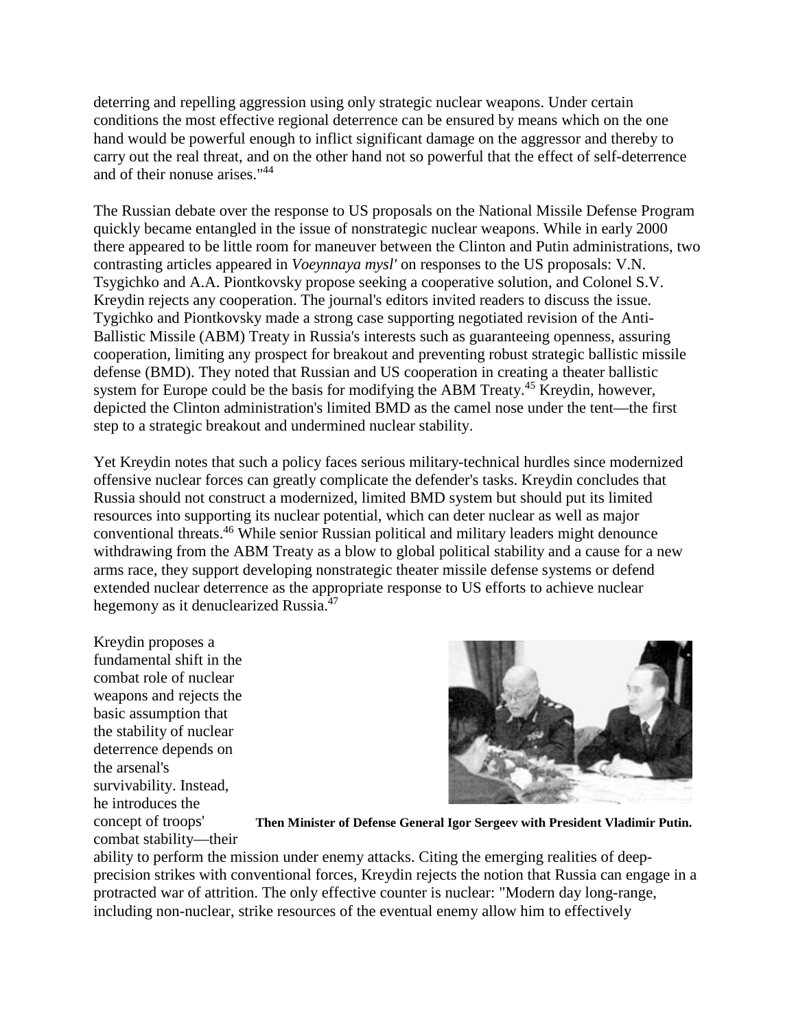deterring and repelling aggression using only strategic nuclear weapons. Under certain conditions the most effective regional deterrence can be ensured by means which on the one hand would be powerful enough to inflict significant damage on the aggressor and thereby to carry out the real threat, and on the other hand not so powerful that the effect of self-deterrence and of their nonuse arises."[44]

The Russian debate over the response to US proposals on the National Missile Defense Program quickly became entangled in the issue of nonstrategic nuclear weapons. While in early 2000 there appeared to be little room for maneuver between the Clinton and Putin administrations, two contrasting articles appeared in *Voeynnaya mysl'* on responses to the US proposals: V.N. Tsygichko and A.A. Piontkovsky propose seeking a cooperative solution, and Colonel S.V. Kreydin rejects any cooperation. The journal's editors invited readers to discuss the issue. Tygichko and Piontkovsky made a strong case supporting negotiated revision of the Anti-Ballistic Missile (ABM) Treaty in Russia's interests such as guaranteeing openness, assuring cooperation, limiting any prospect for breakout and preventing robust strategic ballistic missile defense (BMD). They noted that Russian and US cooperation in creating a theater ballistic system for Europe could be the basis for modifying the ABM Treaty.[45] Kreydin, however, depicted the Clinton administration's limited BMD as the camel nose under the tent—the first step to a strategic breakout and undermined nuclear stability.

Yet Kreydin notes that such a policy faces serious military-technical hurdles since modernized offensive nuclear forces can greatly complicate the defender's tasks. Kreydin concludes that Russia should not construct a modernized, limited BMD system but should put its limited resources into supporting its nuclear potential, which can deter nuclear as well as major conventional threats.[46] While senior Russian political and military leaders might denounce withdrawing from the ABM Treaty as a blow to global political stability and a cause for a new arms race, they support developing nonstrategic theater missile defense systems or defend extended nuclear deterrence as the appropriate response to US efforts to achieve nuclear hegemony as it denuclearized Russia.[47]

Kreydin proposes a fundamental shift in the combat role of nuclear weapons and rejects the basic assumption that the stability of nuclear deterrence depends on the arsenal's survivability. Instead, he introduces the concept of troops' combat stability—their ability to perform the mission under enemy attacks. Citing the emerging realities of deep-precision strikes with conventional forces, Kreydin rejects the notion that Russia can engage in a protracted war of attrition. The only effective counter is nuclear: "Modern day long-range, including non-nuclear, strike resources of the eventual enemy allow him to effectively

**Then Minister of Defense General Igor Sergeev with President Vladimir Putin.**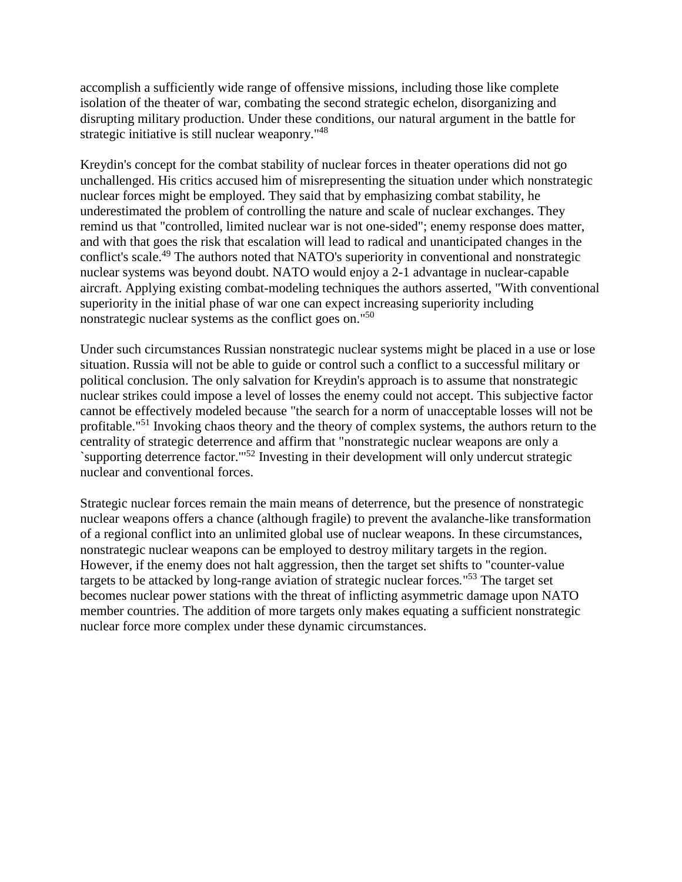accomplish a sufficiently wide range of offensive missions, including those like complete isolation of the theater of war, combating the second strategic echelon, disorganizing and disrupting military production. Under these conditions, our natural argument in the battle for strategic initiative is still nuclear weaponry."[48]

Kreydin's concept for the combat stability of nuclear forces in theater operations did not go unchallenged. His critics accused him of misrepresenting the situation under which nonstrategic nuclear forces might be employed. They said that by emphasizing combat stability, he underestimated the problem of controlling the nature and scale of nuclear exchanges. They remind us that "controlled, limited nuclear war is not one-sided"; enemy response does matter, and with that goes the risk that escalation will lead to radical and unanticipated changes in the conflict's scale.[49] The authors noted that NATO's superiority in conventional and nonstrategic nuclear systems was beyond doubt. NATO would enjoy a 2-1 advantage in nuclear-capable aircraft. Applying existing combat-modeling techniques the authors asserted, "With conventional superiority in the initial phase of war one can expect increasing superiority including nonstrategic nuclear systems as the conflict goes on."[50]

Under such circumstances Russian nonstrategic nuclear systems might be placed in a use or lose situation. Russia will not be able to guide or control such a conflict to a successful military or political conclusion. The only salvation for Kreydin's approach is to assume that nonstrategic nuclear strikes could impose a level of losses the enemy could not accept. This subjective factor cannot be effectively modeled because "the search for a norm of unacceptable losses will not be profitable."[51] Invoking chaos theory and the theory of complex systems, the authors return to the centrality of strategic deterrence and affirm that "nonstrategic nuclear weapons are only a `supporting deterrence factor.'"[52] Investing in their development will only undercut strategic nuclear and conventional forces.

Strategic nuclear forces remain the main means of deterrence, but the presence of nonstrategic nuclear weapons offers a chance (although fragile) to prevent the avalanche-like transformation of a regional conflict into an unlimited global use of nuclear weapons. In these circumstances, nonstrategic nuclear weapons can be employed to destroy military targets in the region. However, if the enemy does not halt aggression, then the target set shifts to "counter-value targets to be attacked by long-range aviation of strategic nuclear forces."[53] The target set becomes nuclear power stations with the threat of inflicting asymmetric damage upon NATO member countries. The addition of more targets only makes equating a sufficient nonstrategic nuclear force more complex under these dynamic circumstances.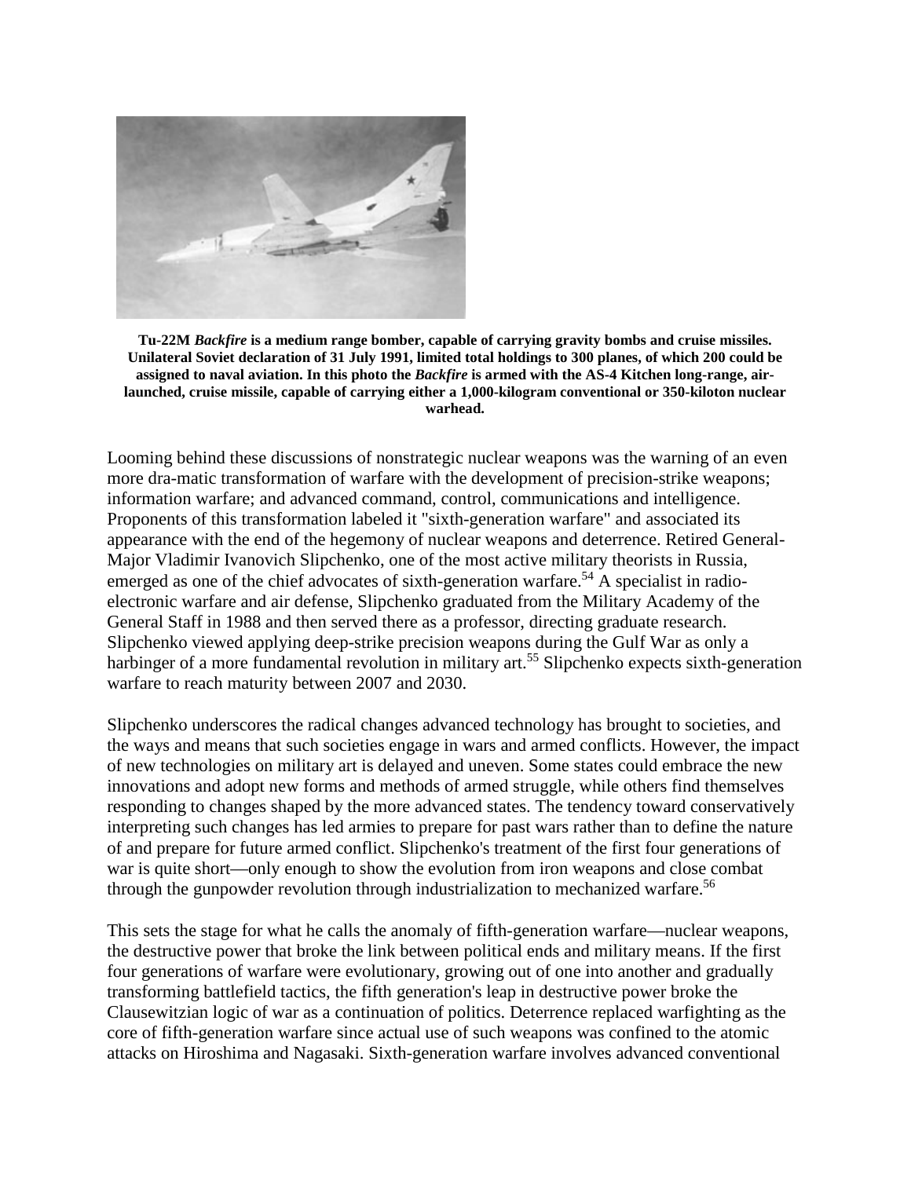**Tu-22M *Backfire* is a medium range bomber, capable of carrying gravity bombs and cruise missiles. Unilateral Soviet declaration of 31 July 1991, limited total holdings to 300 planes, of which 200 could be assigned to naval aviation. In this photo the *Backfire* is armed with the AS-4 Kitchen long-range, air-launched, cruise missile, capable of carrying either a 1,000-kilogram conventional or 350-kiloton nuclear warhead.**

Looming behind these discussions of nonstrategic nuclear weapons was the warning of an even more dra-matic transformation of warfare with the development of precision-strike weapons; information warfare; and advanced command, control, communications and intelligence. Proponents of this transformation labeled it "sixth-generation warfare" and associated its appearance with the end of the hegemony of nuclear weapons and deterrence. Retired General-Major Vladimir Ivanovich Slipchenko, one of the most active military theorists in Russia, emerged as one of the chief advocates of sixth-generation warfare.[54] A specialist in radio-electronic warfare and air defense, Slipchenko graduated from the Military Academy of the General Staff in 1988 and then served there as a professor, directing graduate research. Slipchenko viewed applying deep-strike precision weapons during the Gulf War as only a harbinger of a more fundamental revolution in military art.[55] Slipchenko expects sixth-generation warfare to reach maturity between 2007 and 2030.

Slipchenko underscores the radical changes advanced technology has brought to societies, and the ways and means that such societies engage in wars and armed conflicts. However, the impact of new technologies on military art is delayed and uneven. Some states could embrace the new innovations and adopt new forms and methods of armed struggle, while others find themselves responding to changes shaped by the more advanced states. The tendency toward conservatively interpreting such changes has led armies to prepare for past wars rather than to define the nature of and prepare for future armed conflict. Slipchenko's treatment of the first four generations of war is quite short—only enough to show the evolution from iron weapons and close combat through the gunpowder revolution through industrialization to mechanized warfare.[56]

This sets the stage for what he calls the anomaly of fifth-generation warfare—nuclear weapons, the destructive power that broke the link between political ends and military means. If the first four generations of warfare were evolutionary, growing out of one into another and gradually transforming battlefield tactics, the fifth generation's leap in destructive power broke the Clausewitzian logic of war as a continuation of politics. Deterrence replaced warfighting as the core of fifth-generation warfare since actual use of such weapons was confined to the atomic attacks on Hiroshima and Nagasaki. Sixth-generation warfare involves advanced conventional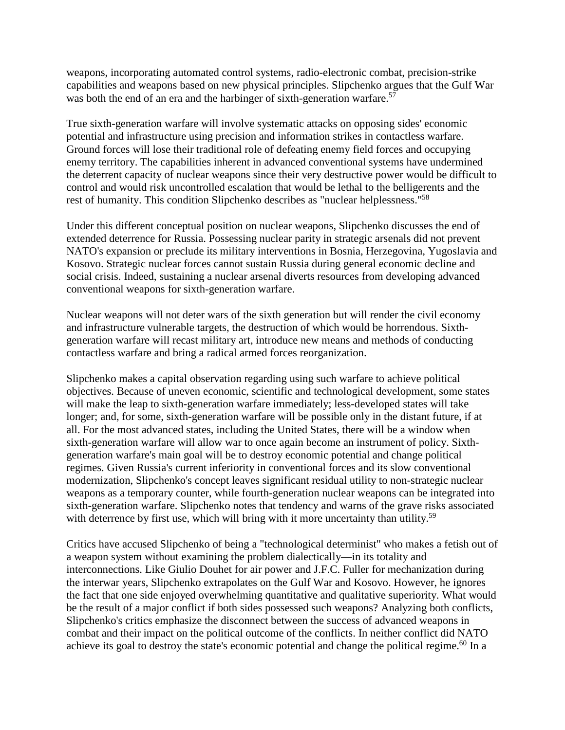weapons, incorporating automated control systems, radio-electronic combat, precision-strike capabilities and weapons based on new physical principles. Slipchenko argues that the Gulf War was both the end of an era and the harbinger of sixth-generation warfare.[57]

True sixth-generation warfare will involve systematic attacks on opposing sides' economic potential and infrastructure using precision and information strikes in contactless warfare. Ground forces will lose their traditional role of defeating enemy field forces and occupying enemy territory. The capabilities inherent in advanced conventional systems have undermined the deterrent capacity of nuclear weapons since their very destructive power would be difficult to control and would risk uncontrolled escalation that would be lethal to the belligerents and the rest of humanity. This condition Slipchenko describes as "nuclear helplessness."[58]

Under this different conceptual position on nuclear weapons, Slipchenko discusses the end of extended deterrence for Russia. Possessing nuclear parity in strategic arsenals did not prevent NATO's expansion or preclude its military interventions in Bosnia, Herzegovina, Yugoslavia and Kosovo. Strategic nuclear forces cannot sustain Russia during general economic decline and social crisis. Indeed, sustaining a nuclear arsenal diverts resources from developing advanced conventional weapons for sixth-generation warfare.

Nuclear weapons will not deter wars of the sixth generation but will render the civil economy and infrastructure vulnerable targets, the destruction of which would be horrendous. Sixth-generation warfare will recast military art, introduce new means and methods of conducting contactless warfare and bring a radical armed forces reorganization.

Slipchenko makes a capital observation regarding using such warfare to achieve political objectives. Because of uneven economic, scientific and technological development, some states will make the leap to sixth-generation warfare immediately; less-developed states will take longer; and, for some, sixth-generation warfare will be possible only in the distant future, if at all. For the most advanced states, including the United States, there will be a window when sixth-generation warfare will allow war to once again become an instrument of policy. Sixth-generation warfare's main goal will be to destroy economic potential and change political regimes. Given Russia's current inferiority in conventional forces and its slow conventional modernization, Slipchenko's concept leaves significant residual utility to non-strategic nuclear weapons as a temporary counter, while fourth-generation nuclear weapons can be integrated into sixth-generation warfare. Slipchenko notes that tendency and warns of the grave risks associated with deterrence by first use, which will bring with it more uncertainty than utility.[59]

Critics have accused Slipchenko of being a "technological determinist" who makes a fetish out of a weapon system without examining the problem dialectically—in its totality and interconnections. Like Giulio Douhet for air power and J.F.C. Fuller for mechanization during the interwar years, Slipchenko extrapolates on the Gulf War and Kosovo. However, he ignores the fact that one side enjoyed overwhelming quantitative and qualitative superiority. What would be the result of a major conflict if both sides possessed such weapons? Analyzing both conflicts, Slipchenko's critics emphasize the disconnect between the success of advanced weapons in combat and their impact on the political outcome of the conflicts. In neither conflict did NATO achieve its goal to destroy the state's economic potential and change the political regime.[60] In a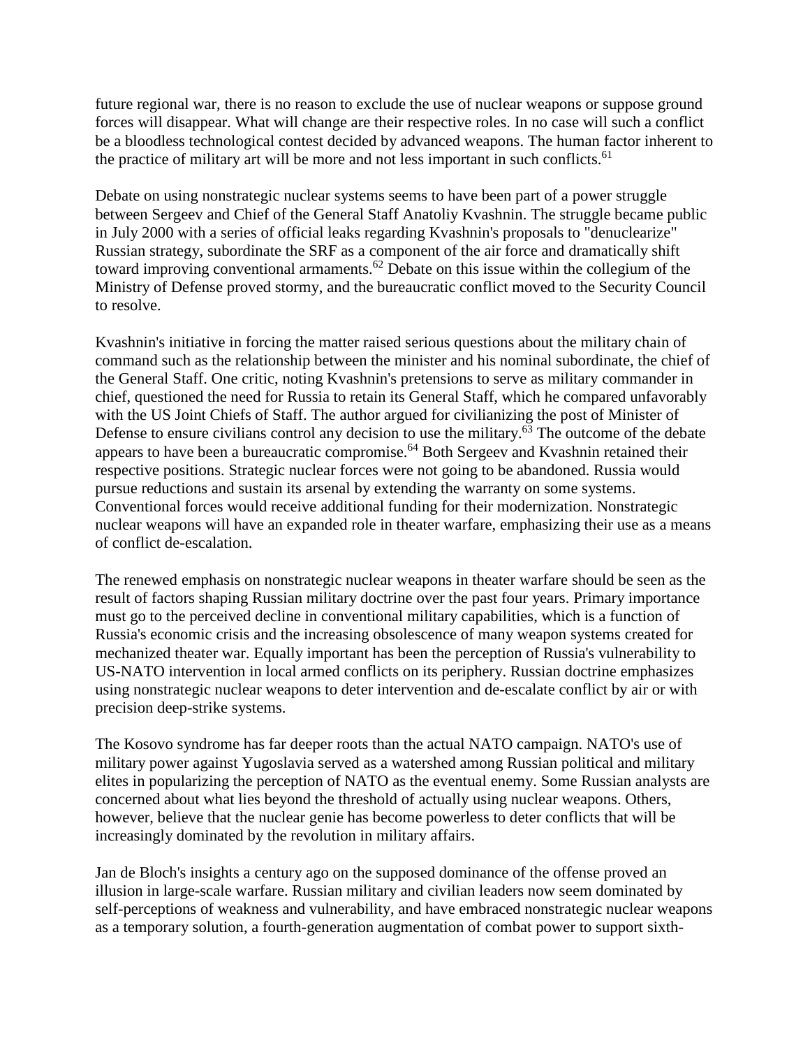future regional war, there is no reason to exclude the use of nuclear weapons or suppose ground forces will disappear. What will change are their respective roles. In no case will such a conflict be a bloodless technological contest decided by advanced weapons. The human factor inherent to the practice of military art will be more and not less important in such conflicts.[61]

Debate on using nonstrategic nuclear systems seems to have been part of a power struggle between Sergeev and Chief of the General Staff Anatoliy Kvashnin. The struggle became public in July 2000 with a series of official leaks regarding Kvashnin's proposals to "denuclearize" Russian strategy, subordinate the SRF as a component of the air force and dramatically shift toward improving conventional armaments.[62] Debate on this issue within the collegium of the Ministry of Defense proved stormy, and the bureaucratic conflict moved to the Security Council to resolve.

Kvashnin's initiative in forcing the matter raised serious questions about the military chain of command such as the relationship between the minister and his nominal subordinate, the chief of the General Staff. One critic, noting Kvashnin's pretensions to serve as military commander in chief, questioned the need for Russia to retain its General Staff, which he compared unfavorably with the US Joint Chiefs of Staff. The author argued for civilianizing the post of Minister of Defense to ensure civilians control any decision to use the military.[63] The outcome of the debate appears to have been a bureaucratic compromise.[64] Both Sergeev and Kvashnin retained their respective positions. Strategic nuclear forces were not going to be abandoned. Russia would pursue reductions and sustain its arsenal by extending the warranty on some systems. Conventional forces would receive additional funding for their modernization. Nonstrategic nuclear weapons will have an expanded role in theater warfare, emphasizing their use as a means of conflict de-escalation.

The renewed emphasis on nonstrategic nuclear weapons in theater warfare should be seen as the result of factors shaping Russian military doctrine over the past four years. Primary importance must go to the perceived decline in conventional military capabilities, which is a function of Russia's economic crisis and the increasing obsolescence of many weapon systems created for mechanized theater war. Equally important has been the perception of Russia's vulnerability to US-NATO intervention in local armed conflicts on its periphery. Russian doctrine emphasizes using nonstrategic nuclear weapons to deter intervention and de-escalate conflict by air or with precision deep-strike systems.

The Kosovo syndrome has far deeper roots than the actual NATO campaign. NATO's use of military power against Yugoslavia served as a watershed among Russian political and military elites in popularizing the perception of NATO as the eventual enemy. Some Russian analysts are concerned about what lies beyond the threshold of actually using nuclear weapons. Others, however, believe that the nuclear genie has become powerless to deter conflicts that will be increasingly dominated by the revolution in military affairs.

Jan de Bloch's insights a century ago on the supposed dominance of the offense proved an illusion in large-scale warfare. Russian military and civilian leaders now seem dominated by self-perceptions of weakness and vulnerability, and have embraced nonstrategic nuclear weapons as a temporary solution, a fourth-generation augmentation of combat power to support sixth-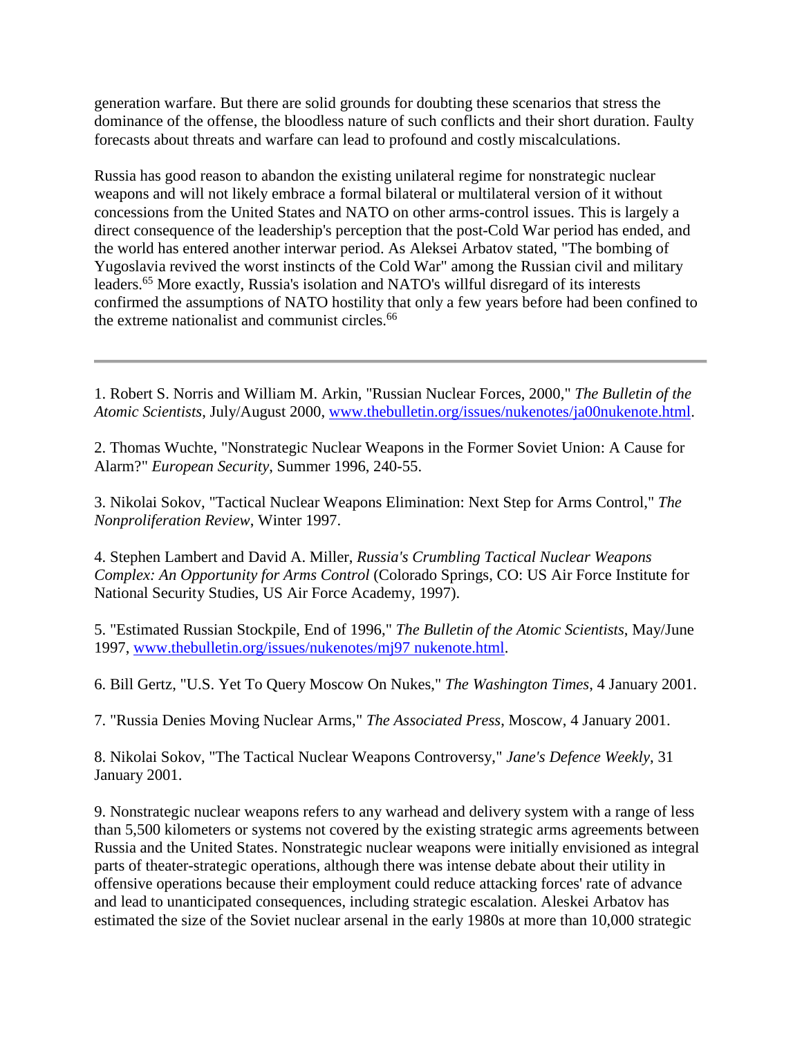generation warfare. But there are solid grounds for doubting these scenarios that stress the dominance of the offense, the bloodless nature of such conflicts and their short duration. Faulty forecasts about threats and warfare can lead to profound and costly miscalculations.

Russia has good reason to abandon the existing unilateral regime for nonstrategic nuclear weapons and will not likely embrace a formal bilateral or multilateral version of it without concessions from the United States and NATO on other arms-control issues. This is largely a direct consequence of the leadership's perception that the post-Cold War period has ended, and the world has entered another interwar period. As Aleksei Arbatov stated, "The bombing of Yugoslavia revived the worst instincts of the Cold War" among the Russian civil and military leaders.[65] More exactly, Russia's isolation and NATO's willful disregard of its interests confirmed the assumptions of NATO hostility that only a few years before had been confined to the extreme nationalist and communist circles.[66]

---

1. Robert S. Norris and William M. Arkin, "Russian Nuclear Forces, 2000," *The Bulletin of the Atomic Scientists*, July/August 2000, www.thebulletin.org/issues/nukenotes/ja00nukenote.html.

2. Thomas Wuchte, "Nonstrategic Nuclear Weapons in the Former Soviet Union: A Cause for Alarm?" *European Security*, Summer 1996, 240-55.

3. Nikolai Sokov, "Tactical Nuclear Weapons Elimination: Next Step for Arms Control," *The Nonproliferation Review*, Winter 1997.

4. Stephen Lambert and David A. Miller, *Russia's Crumbling Tactical Nuclear Weapons Complex: An Opportunity for Arms Control* (Colorado Springs, CO: US Air Force Institute for National Security Studies, US Air Force Academy, 1997).

5. "Estimated Russian Stockpile, End of 1996," *The Bulletin of the Atomic Scientists*, May/June 1997, www.thebulletin.org/issues/nukenotes/mj97 nukenote.html.

6. Bill Gertz, "U.S. Yet To Query Moscow On Nukes," *The Washington Times*, 4 January 2001.

7. "Russia Denies Moving Nuclear Arms," *The Associated Press*, Moscow, 4 January 2001.

8. Nikolai Sokov, "The Tactical Nuclear Weapons Controversy," *Jane's Defence Weekly*, 31 January 2001.

9. Nonstrategic nuclear weapons refers to any warhead and delivery system with a range of less than 5,500 kilometers or systems not covered by the existing strategic arms agreements between Russia and the United States. Nonstrategic nuclear weapons were initially envisioned as integral parts of theater-strategic operations, although there was intense debate about their utility in offensive operations because their employment could reduce attacking forces' rate of advance and lead to unanticipated consequences, including strategic escalation. Aleskei Arbatov has estimated the size of the Soviet nuclear arsenal in the early 1980s at more than 10,000 strategic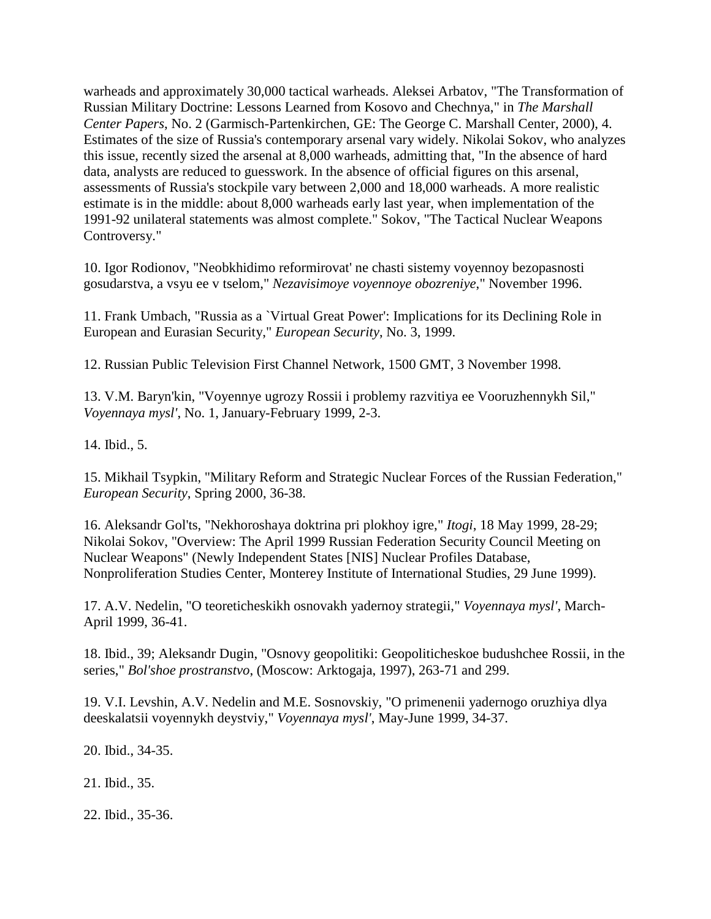warheads and approximately 30,000 tactical warheads. Aleksei Arbatov, "The Transformation of Russian Military Doctrine: Lessons Learned from Kosovo and Chechnya," in *The Marshall Center Papers*, No. 2 (Garmisch-Partenkirchen, GE: The George C. Marshall Center, 2000), 4. Estimates of the size of Russia's contemporary arsenal vary widely. Nikolai Sokov, who analyzes this issue, recently sized the arsenal at 8,000 warheads, admitting that, "In the absence of hard data, analysts are reduced to guesswork. In the absence of official figures on this arsenal, assessments of Russia's stockpile vary between 2,000 and 18,000 warheads. A more realistic estimate is in the middle: about 8,000 warheads early last year, when implementation of the 1991-92 unilateral statements was almost complete." Sokov, "The Tactical Nuclear Weapons Controversy."

10. Igor Rodionov, "Neobkhidimo reformirovat' ne chasti sistemy voyennoy bezopasnosti gosudarstva, a vsyu ee v tselom," *Nezavisimoye voyennoye obozreniye*," November 1996.

11. Frank Umbach, "Russia as a `Virtual Great Power': Implications for its Declining Role in European and Eurasian Security," *European Security*, No. 3, 1999.

12. Russian Public Television First Channel Network, 1500 GMT, 3 November 1998.

13. V.M. Baryn'kin, "Voyennye ugrozy Rossii i problemy razvitiya ee Vooruzhennykh Sil," *Voyennaya mysl'*, No. 1, January-February 1999, 2-3.

14. Ibid., 5.

15. Mikhail Tsypkin, "Military Reform and Strategic Nuclear Forces of the Russian Federation," *European Security*, Spring 2000, 36-38.

16. Aleksandr Gol'ts, "Nekhoroshaya doktrina pri plokhoy igre," *Itogi*, 18 May 1999, 28-29; Nikolai Sokov, "Overview: The April 1999 Russian Federation Security Council Meeting on Nuclear Weapons" (Newly Independent States [NIS] Nuclear Profiles Database, Nonproliferation Studies Center, Monterey Institute of International Studies, 29 June 1999).

17. A.V. Nedelin, "O teoreticheskikh osnovakh yadernoy strategii," *Voyennaya mysl'*, March-April 1999, 36-41.

18. Ibid., 39; Aleksandr Dugin, "Osnovy geopolitiki: Geopoliticheskoe budushchee Rossii, in the series," *Bol'shoe prostranstvo*, (Moscow: Arktogaja, 1997), 263-71 and 299.

19. V.I. Levshin, A.V. Nedelin and M.E. Sosnovskiy, "O primenenii yadernogo oruzhiya dlya deeskalatsii voyennykh deystviy," *Voyennaya mysl'*, May-June 1999, 34-37.

20. Ibid., 34-35.

21. Ibid., 35.

22. Ibid., 35-36.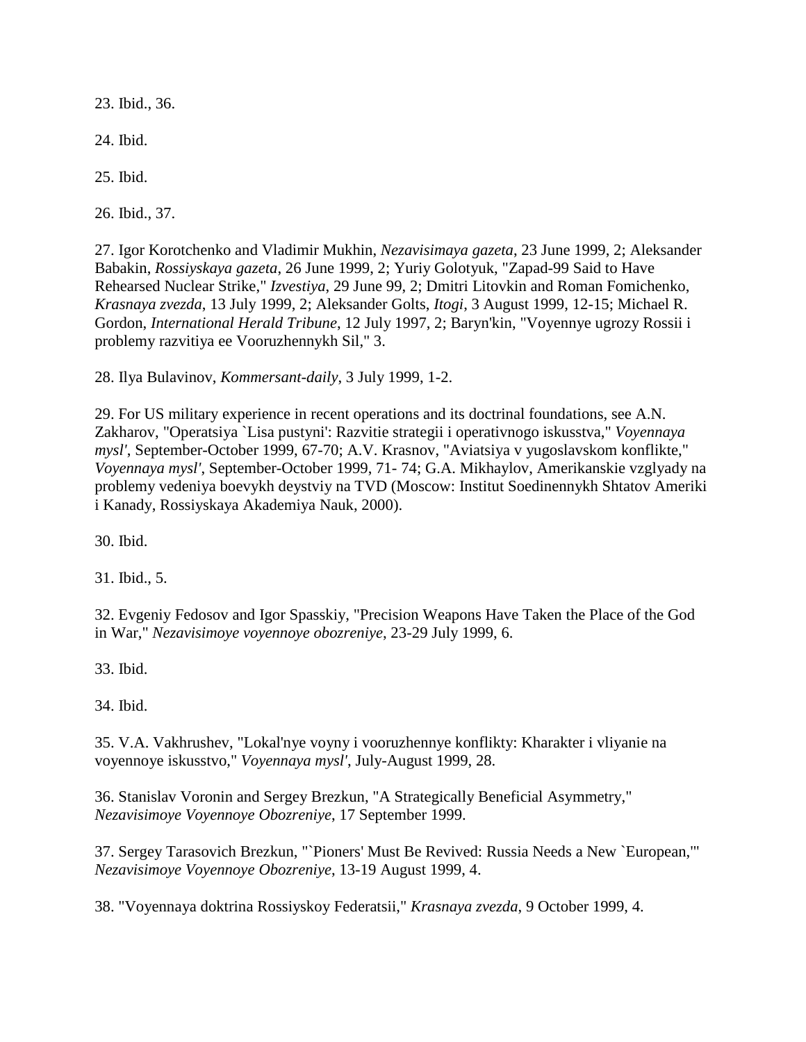23. Ibid., 36.

24. Ibid.

25. Ibid.

26. Ibid., 37.

27. Igor Korotchenko and Vladimir Mukhin, *Nezavisimaya gazeta*, 23 June 1999, 2; Aleksander Babakin, *Rossiyskaya gazeta*, 26 June 1999, 2; Yuriy Golotyuk, "Zapad-99 Said to Have Rehearsed Nuclear Strike," *Izvestiya*, 29 June 99, 2; Dmitri Litovkin and Roman Fomichenko, *Krasnaya zvezda*, 13 July 1999, 2; Aleksander Golts, *Itogi*, 3 August 1999, 12-15; Michael R. Gordon, *International Herald Tribune*, 12 July 1997, 2; Baryn'kin, "Voyennye ugrozy Rossii i problemy razvitiya ee Vooruzhennykh Sil," 3.

28. Ilya Bulavinov, *Kommersant-daily*, 3 July 1999, 1-2.

29. For US military experience in recent operations and its doctrinal foundations, see A.N. Zakharov, "Operatsiya `Lisa pustyni': Razvitie strategii i operativnogo iskusstva," *Voyennaya mysl'*, September-October 1999, 67-70; A.V. Krasnov, "Aviatsiya v yugoslavskom konflikte," *Voyennaya mysl'*, September-October 1999, 71- 74; G.A. Mikhaylov, Amerikanskie vzglyady na problemy vedeniya boevykh deystviy na TVD (Moscow: Institut Soedinennykh Shtatov Ameriki i Kanady, Rossiyskaya Akademiya Nauk, 2000).

30. Ibid.

31. Ibid., 5.

32. Evgeniy Fedosov and Igor Spasskiy, "Precision Weapons Have Taken the Place of the God in War," *Nezavisimoye voyennoye obozreniye*, 23-29 July 1999, 6.

33. Ibid.

34. Ibid.

35. V.A. Vakhrushev, "Lokal'nye voyny i vooruzhennye konflikty: Kharakter i vliyanie na voyennoye iskusstvo," *Voyennaya mysl'*, July-August 1999, 28.

36. Stanislav Voronin and Sergey Brezkun, "A Strategically Beneficial Asymmetry," *Nezavisimoye Voyennoye Obozreniye*, 17 September 1999.

37. Sergey Tarasovich Brezkun, "`Pioners' Must Be Revived: Russia Needs a New `European,'" *Nezavisimoye Voyennoye Obozreniye*, 13-19 August 1999, 4.

38. "Voyennaya doktrina Rossiyskoy Federatsii," *Krasnaya zvezda*, 9 October 1999, 4.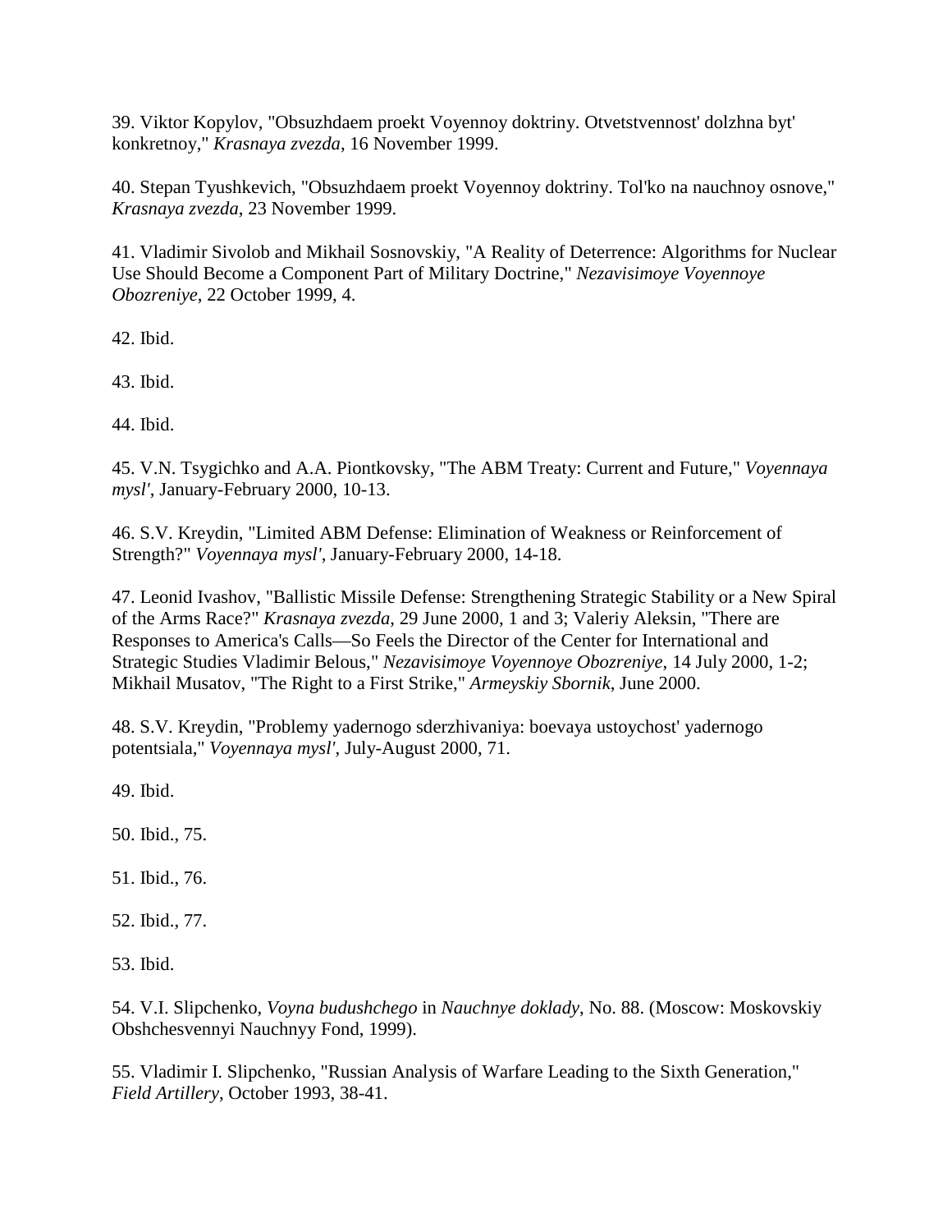39. Viktor Kopylov, "Obsuzhdaem proekt Voyennoy doktriny. Otvetstvennost' dolzhna byt' konkretnoy," *Krasnaya zvezda*, 16 November 1999.

40. Stepan Tyushkevich, "Obsuzhdaem proekt Voyennoy doktriny. Tol'ko na nauchnoy osnove," *Krasnaya zvezda*, 23 November 1999.

41. Vladimir Sivolob and Mikhail Sosnovskiy, "A Reality of Deterrence: Algorithms for Nuclear Use Should Become a Component Part of Military Doctrine," *Nezavisimoye Voyennoye Obozreniye*, 22 October 1999, 4.

42. Ibid.

43. Ibid.

44. Ibid.

45. V.N. Tsygichko and A.A. Piontkovsky, "The ABM Treaty: Current and Future," *Voyennaya mysl'*, January-February 2000, 10-13.

46. S.V. Kreydin, "Limited ABM Defense: Elimination of Weakness or Reinforcement of Strength?" *Voyennaya mysl'*, January-February 2000, 14-18.

47. Leonid Ivashov, "Ballistic Missile Defense: Strengthening Strategic Stability or a New Spiral of the Arms Race?" *Krasnaya zvezda*, 29 June 2000, 1 and 3; Valeriy Aleksin, "There are Responses to America's Calls—So Feels the Director of the Center for International and Strategic Studies Vladimir Belous," *Nezavisimoye Voyennoye Obozreniye*, 14 July 2000, 1-2; Mikhail Musatov, "The Right to a First Strike," *Armeyskiy Sbornik*, June 2000.

48. S.V. Kreydin, "Problemy yadernogo sderzhivaniya: boevaya ustoychost' yadernogo potentsiala," *Voyennaya mysl'*, July-August 2000, 71.

49. Ibid.

50. Ibid., 75.

51. Ibid., 76.

52. Ibid., 77.

53. Ibid.

54. V.I. Slipchenko, *Voyna budushchego* in *Nauchnye doklady*, No. 88. (Moscow: Moskovskiy Obshchesvennyi Nauchnyy Fond, 1999).

55. Vladimir I. Slipchenko, "Russian Analysis of Warfare Leading to the Sixth Generation," *Field Artillery*, October 1993, 38-41.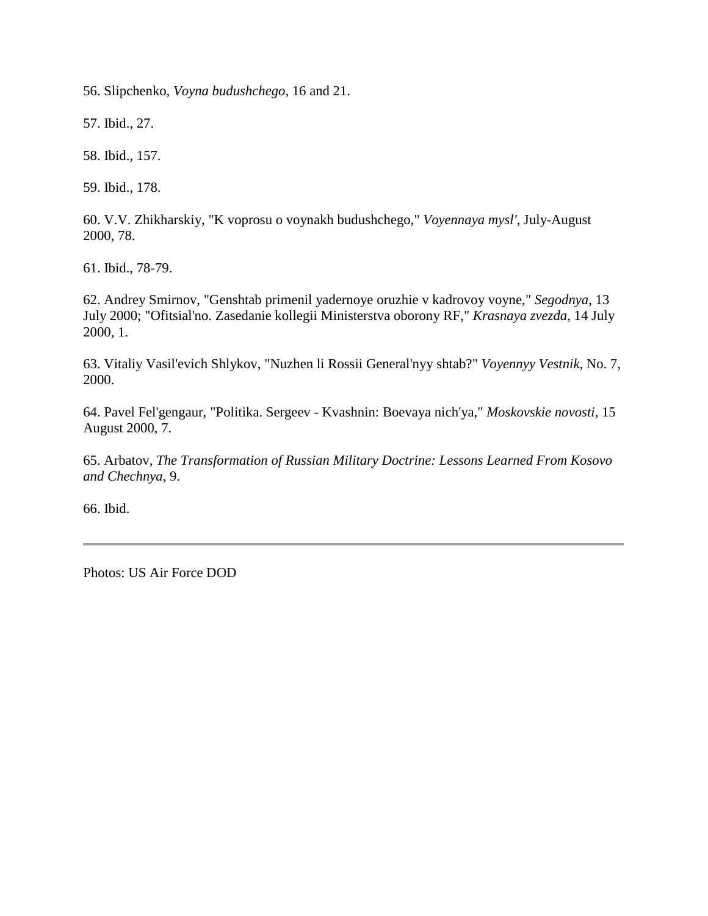56. Slipchenko, *Voyna budushchego*, 16 and 21.

57. Ibid., 27.

58. Ibid., 157.

59. Ibid., 178.

60. V.V. Zhikharskiy, "K voprosu o voynakh budushchego," *Voyennaya mysl'*, July-August 2000, 78.

61. Ibid., 78-79.

62. Andrey Smirnov, "Genshtab primenil yadernoye oruzhie v kadrovoy voyne," *Segodnya*, 13 July 2000; "Ofitsial'no. Zasedanie kollegii Ministerstva oborony RF," *Krasnaya zvezda*, 14 July 2000, 1.

63. Vitaliy Vasil'evich Shlykov, "Nuzhen li Rossii General'nyy shtab?" *Voyennyy Vestnik*, No. 7, 2000.

64. Pavel Fel'gengaur, "Politika. Sergeev - Kvashnin: Boevaya nich'ya," *Moskovskie novosti*, 15 August 2000, 7.

65. Arbatov, *The Transformation of Russian Military Doctrine: Lessons Learned From Kosovo and Chechnya*, 9.

66. Ibid.

---

Photos: US Air Force DOD